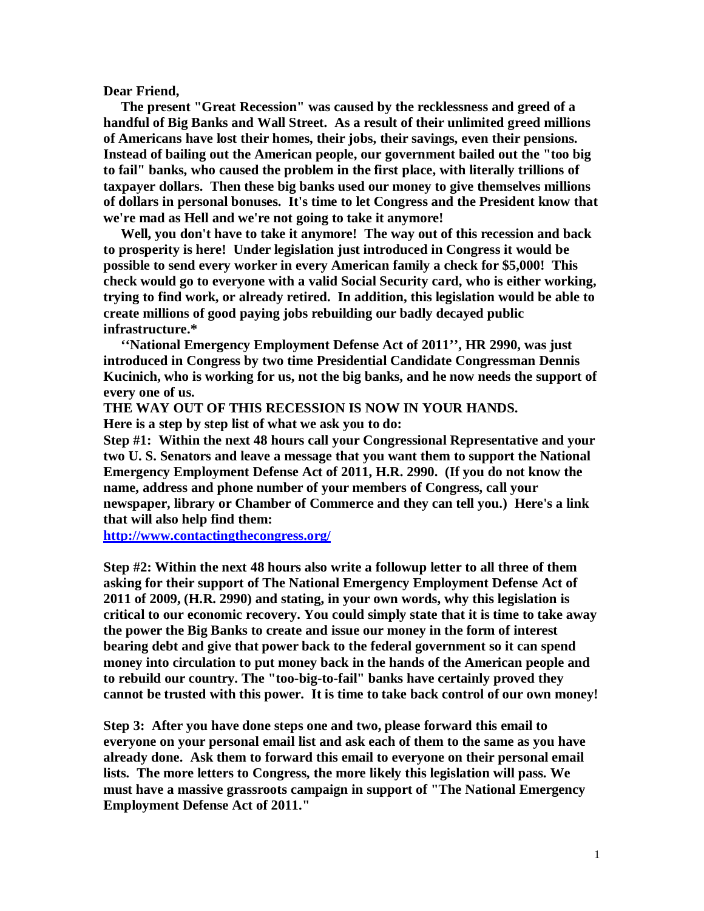**Dear Friend,**

**The present "Great Recession" was caused by the recklessness and greed of a handful of Big Banks and Wall Street. As a result of their unlimited greed millions of Americans have lost their homes, their jobs, their savings, even their pensions. Instead of bailing out the American people, our government bailed out the "too big to fail" banks, who caused the problem in the first place, with literally trillions of taxpayer dollars. Then these big banks used our money to give themselves millions of dollars in personal bonuses. It's time to let Congress and the President know that we're mad as Hell and we're not going to take it anymore!**

**Well, you don't have to take it anymore! The way out of this recession and back to prosperity is here! Under legislation just introduced in Congress it would be possible to send every worker in every American family a check for $5,000! This check would go to everyone with a valid Social Security card, who is either working, trying to find work, or already retired. In addition, this legislation would be able to create millions of good paying jobs rebuilding our badly decayed public infrastructure.***

**''National Emergency Employment Defense Act of 2011'', HR 2990, was just introduced in Congress by two time Presidential Candidate Congressman Dennis Kucinich, who is working for us, not the big banks, and he now needs the support of every one of us.**

**THE WAY OUT OF THIS RECESSION IS NOW IN YOUR HANDS.**

**Here is a step by step list of what we ask you to do:**

**Step #1: Within the next 48 hours call your Congressional Representative and your two U. S. Senators and leave a message that you want them to support the National Emergency Employment Defense Act of 2011, H.R. 2990. (If you do not know the name, address and phone number of your members of Congress, call your newspaper, library or Chamber of Commerce and they can tell you.) Here's a link that will also help find them:**

**http://www.contactingthecongress.org/**

**Step #2: Within the next 48 hours also write a followup letter to all three of them asking for their support of The National Emergency Employment Defense Act of 2011 of 2009, (H.R. 2990) and stating, in your own words, why this legislation is critical to our economic recovery. You could simply state that it is time to take away the power the Big Banks to create and issue our money in the form of interest bearing debt and give that power back to the federal government so it can spend money into circulation to put money back in the hands of the American people and to rebuild our country. The "too-big-to-fail" banks have certainly proved they cannot be trusted with this power. It is time to take back control of our own money!**

**Step 3: After you have done steps one and two, please forward this email to everyone on your personal email list and ask each of them to the same as you have already done. Ask them to forward this email to everyone on their personal email lists. The more letters to Congress, the more likely this legislation will pass. We must have a massive grassroots campaign in support of "The National Emergency Employment Defense Act of 2011."**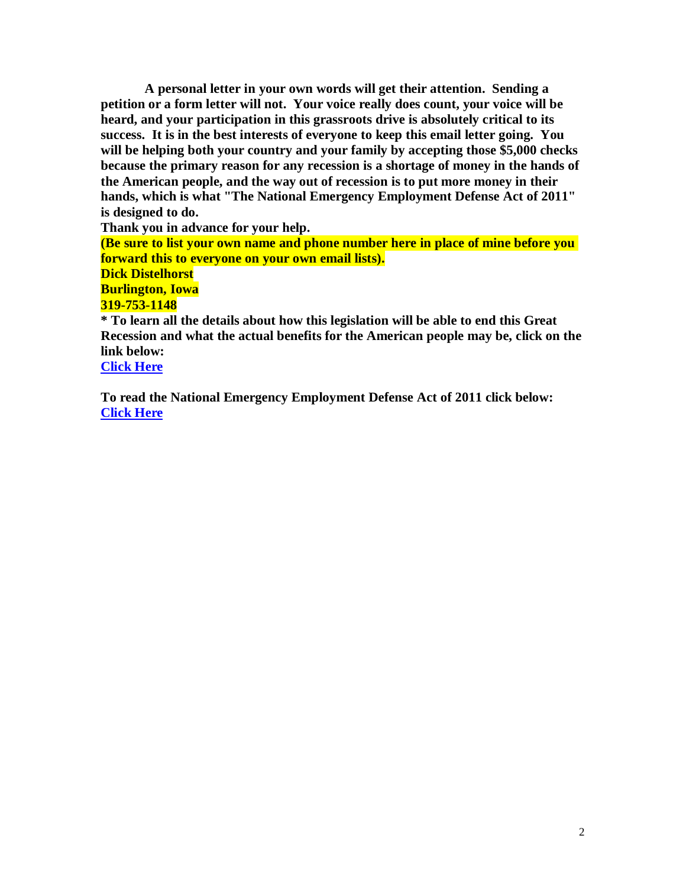**A personal letter in your own words will get their attention. Sending a petition or a form letter will not. Your voice really does count, your voice will be heard, and your participation in this grassroots drive is absolutely critical to its success. It is in the best interests of everyone to keep this email letter going. You will be helping both your country and your family by accepting those $5,000 checks because the primary reason for any recession is a shortage of money in the hands of the American people, and the way out of recession is to put more money in their hands, which is what "The National Emergency Employment Defense Act of 2011" is designed to do.**

**Thank you in advance for your help.**

**(Be sure to list your own name and phone number here in place of mine before you forward this to everyone on your own email lists).**

**Dick Distelhorst**
**Burlington, Iowa**
**319-753-1148**

**\* To learn all the details about how this legislation will be able to end this Great Recession and what the actual benefits for the American people may be, click on the link below:**

**Click Here**

**To read the National Emergency Employment Defense Act of 2011 click below:**

**Click Here**